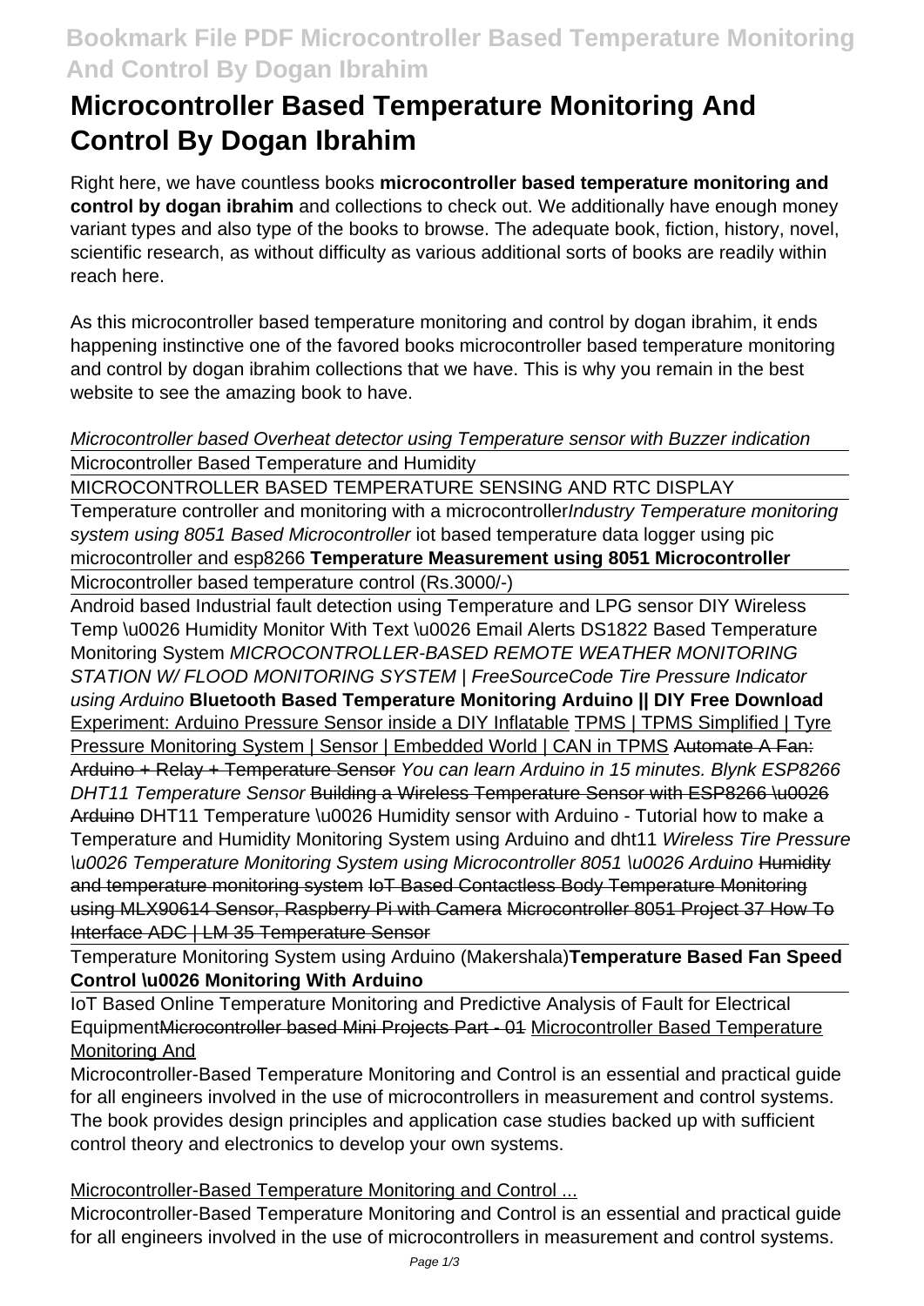# Microcontroller Based Temperature Monitoring And Control By Dogan Ibrahim

Right here, we have countless books **microcontroller based temperature monitoring and control by dogan ibrahim** and collections to check out. We additionally have enough money variant types and also type of the books to browse. The adequate book, fiction, history, novel, scientific research, as without difficulty as various additional sorts of books are readily within reach here.

As this microcontroller based temperature monitoring and control by dogan ibrahim, it ends happening instinctive one of the favored books microcontroller based temperature monitoring and control by dogan ibrahim collections that we have. This is why you remain in the best website to see the amazing book to have.

*Microcontroller based Overheat detector using Temperature sensor with Buzzer indication*
Microcontroller Based Temperature and Humidity

MICROCONTROLLER BASED TEMPERATURE SENSING AND RTC DISPLAY

Temperature controller and monitoring with a microcontroller*Industry Temperature monitoring system using 8051 Based Microcontroller* iot based temperature data logger using pic microcontroller and esp8266 **Temperature Measurement using 8051 Microcontroller**

Microcontroller based temperature control (Rs.3000/-)

Android based Industrial fault detection using Temperature and LPG sensor DIY Wireless Temp \u0026 Humidity Monitor With Text \u0026 Email Alerts DS1822 Based Temperature Monitoring System *MICROCONTROLLER-BASED REMOTE WEATHER MONITORING STATION W/ FLOOD MONITORING SYSTEM | FreeSourceCode Tire Pressure Indicator using Arduino* **Bluetooth Based Temperature Monitoring Arduino || DIY Free Download** Experiment: Arduino Pressure Sensor inside a DIY Inflatable TPMS | TPMS Simplified | Tyre Pressure Monitoring System | Sensor | Embedded World | CAN in TPMS ~~Automate A Fan: Arduino + Relay + Temperature Sensor~~ *You can learn Arduino in 15 minutes. Blynk ESP8266 DHT11 Temperature Sensor* ~~Building a Wireless Temperature Sensor with ESP8266 \u0026 Arduino~~ DHT11 Temperature \u0026 Humidity sensor with Arduino - Tutorial how to make a Temperature and Humidity Monitoring System using Arduino and dht11 *Wireless Tire Pressure \u0026 Temperature Monitoring System using Microcontroller 8051 \u0026 Arduino* ~~Humidity and temperature monitoring system~~ ~~IoT Based Contactless Body Temperature Monitoring using MLX90614 Sensor, Raspberry Pi with Camera~~ ~~Microcontroller 8051 Project 37 How To Interface ADC | LM 35 Temperature Sensor~~

Temperature Monitoring System using Arduino (Makershala)**Temperature Based Fan Speed Control \u0026 Monitoring With Arduino**

IoT Based Online Temperature Monitoring and Predictive Analysis of Fault for Electrical Equipment~~Microcontroller based Mini Projects Part - 01~~ Microcontroller Based Temperature Monitoring And

Microcontroller-Based Temperature Monitoring and Control is an essential and practical guide for all engineers involved in the use of microcontrollers in measurement and control systems. The book provides design principles and application case studies backed up with sufficient control theory and electronics to develop your own systems.

Microcontroller-Based Temperature Monitoring and Control ...

Microcontroller-Based Temperature Monitoring and Control is an essential and practical guide for all engineers involved in the use of microcontrollers in measurement and control systems.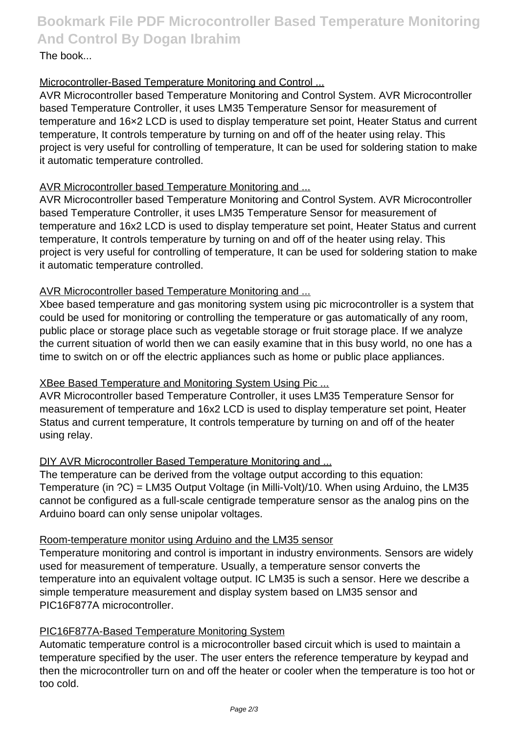The book...

Microcontroller-Based Temperature Monitoring and Control ...

AVR Microcontroller based Temperature Monitoring and Control System. AVR Microcontroller based Temperature Controller, it uses LM35 Temperature Sensor for measurement of temperature and 16×2 LCD is used to display temperature set point, Heater Status and current temperature, It controls temperature by turning on and off of the heater using relay. This project is very useful for controlling of temperature, It can be used for soldering station to make it automatic temperature controlled.

AVR Microcontroller based Temperature Monitoring and ...

AVR Microcontroller based Temperature Monitoring and Control System. AVR Microcontroller based Temperature Controller, it uses LM35 Temperature Sensor for measurement of temperature and 16x2 LCD is used to display temperature set point, Heater Status and current temperature, It controls temperature by turning on and off of the heater using relay. This project is very useful for controlling of temperature, It can be used for soldering station to make it automatic temperature controlled.

AVR Microcontroller based Temperature Monitoring and ...

Xbee based temperature and gas monitoring system using pic microcontroller is a system that could be used for monitoring or controlling the temperature or gas automatically of any room, public place or storage place such as vegetable storage or fruit storage place. If we analyze the current situation of world then we can easily examine that in this busy world, no one has a time to switch on or off the electric appliances such as home or public place appliances.

XBee Based Temperature and Monitoring System Using Pic ...

AVR Microcontroller based Temperature Controller, it uses LM35 Temperature Sensor for measurement of temperature and 16x2 LCD is used to display temperature set point, Heater Status and current temperature, It controls temperature by turning on and off of the heater using relay.

DIY AVR Microcontroller Based Temperature Monitoring and ...

The temperature can be derived from the voltage output according to this equation: Temperature (in ?C) = LM35 Output Voltage (in Milli-Volt)/10. When using Arduino, the LM35 cannot be configured as a full-scale centigrade temperature sensor as the analog pins on the Arduino board can only sense unipolar voltages.

Room-temperature monitor using Arduino and the LM35 sensor

Temperature monitoring and control is important in industry environments. Sensors are widely used for measurement of temperature. Usually, a temperature sensor converts the temperature into an equivalent voltage output. IC LM35 is such a sensor. Here we describe a simple temperature measurement and display system based on LM35 sensor and PIC16F877A microcontroller.

PIC16F877A-Based Temperature Monitoring System

Automatic temperature control is a microcontroller based circuit which is used to maintain a temperature specified by the user. The user enters the reference temperature by keypad and then the microcontroller turn on and off the heater or cooler when the temperature is too hot or too cold.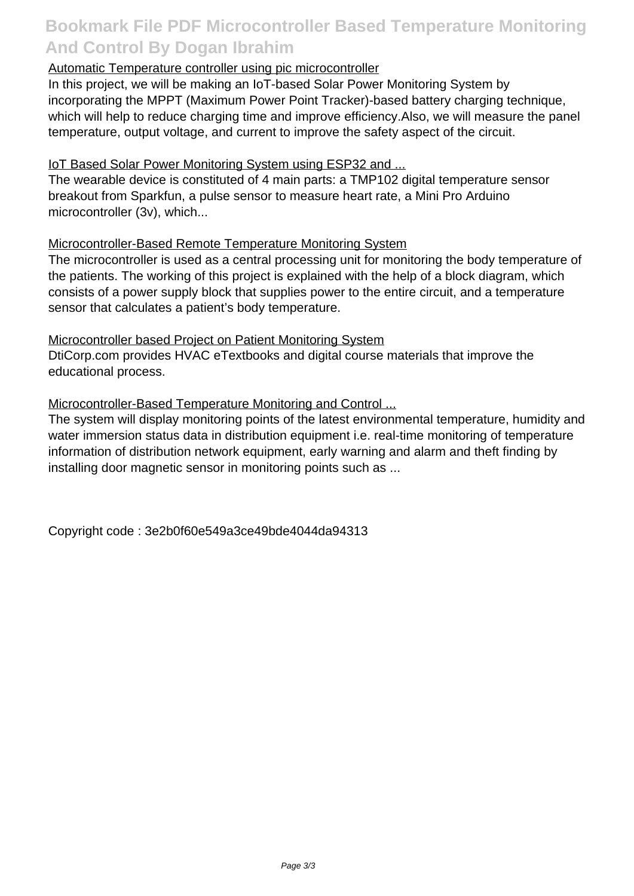Automatic Temperature controller using pic microcontroller

In this project, we will be making an IoT-based Solar Power Monitoring System by incorporating the MPPT (Maximum Power Point Tracker)-based battery charging technique, which will help to reduce charging time and improve efficiency.Also, we will measure the panel temperature, output voltage, and current to improve the safety aspect of the circuit.

IoT Based Solar Power Monitoring System using ESP32 and ...

The wearable device is constituted of 4 main parts: a TMP102 digital temperature sensor breakout from Sparkfun, a pulse sensor to measure heart rate, a Mini Pro Arduino microcontroller (3v), which...

Microcontroller-Based Remote Temperature Monitoring System

The microcontroller is used as a central processing unit for monitoring the body temperature of the patients. The working of this project is explained with the help of a block diagram, which consists of a power supply block that supplies power to the entire circuit, and a temperature sensor that calculates a patient's body temperature.

Microcontroller based Project on Patient Monitoring System

DtiCorp.com provides HVAC eTextbooks and digital course materials that improve the educational process.

Microcontroller-Based Temperature Monitoring and Control ...

The system will display monitoring points of the latest environmental temperature, humidity and water immersion status data in distribution equipment i.e. real-time monitoring of temperature information of distribution network equipment, early warning and alarm and theft finding by installing door magnetic sensor in monitoring points such as ...

Copyright code : 3e2b0f60e549a3ce49bde4044da94313